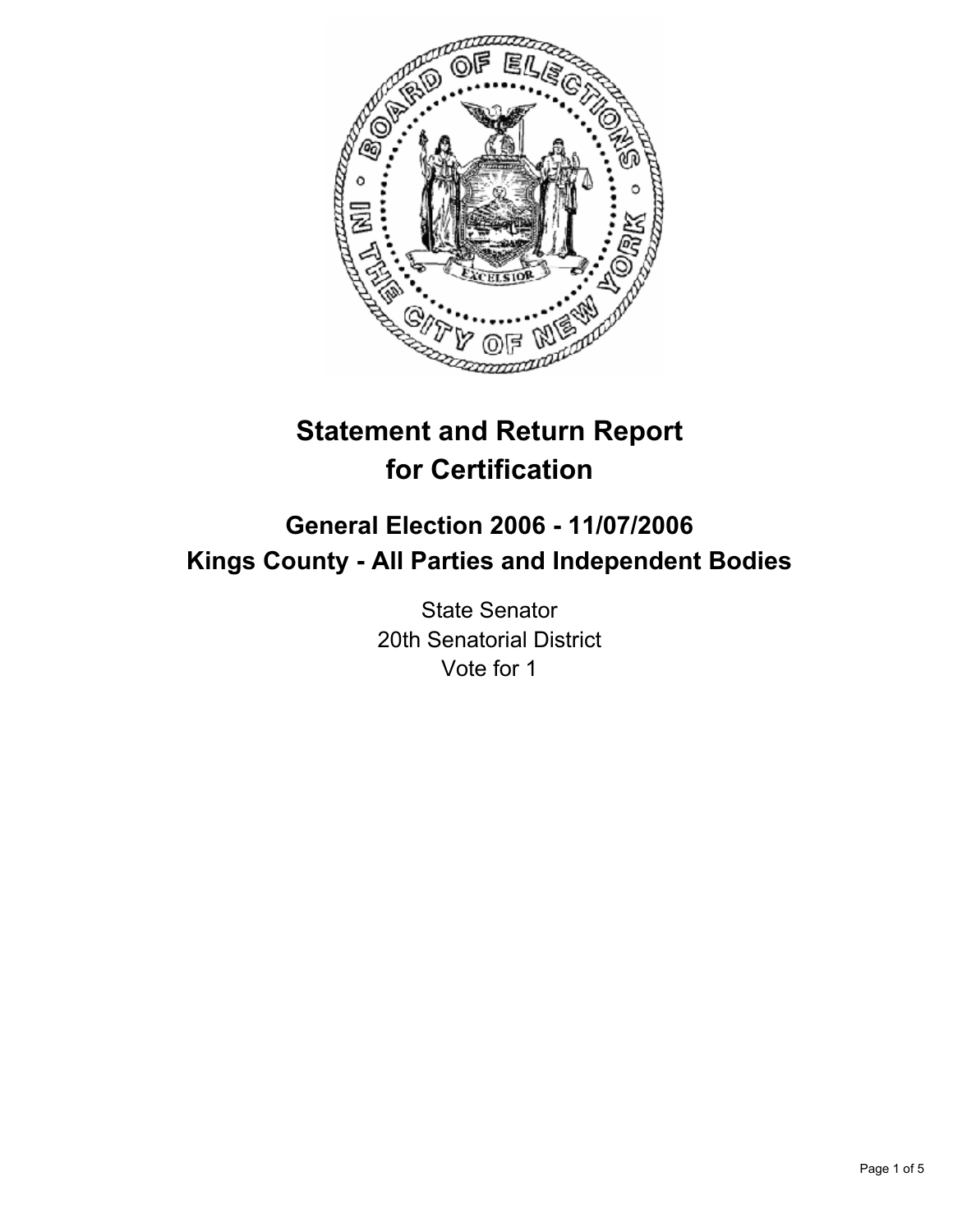# Statement and Return Report for Certification

## General Election 2006 - 11/07/2006
## Kings County - All Parties and Independent Bodies

State Senator
20th Senatorial District
Vote for 1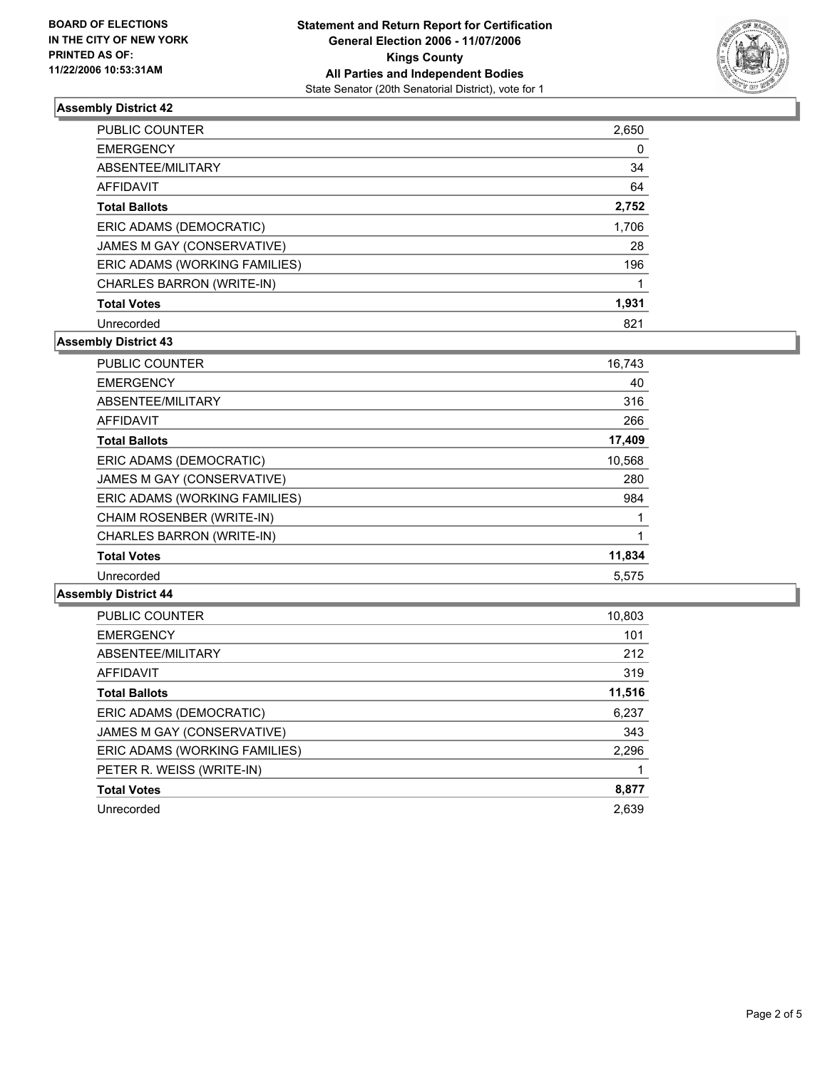**BOARD OF ELECTIONS IN THE CITY OF NEW YORK PRINTED AS OF: 11/22/2006 10:53:31AM**

# Statement and Return Report for Certification
## General Election 2006 - 11/07/2006
## Kings County
## All Parties and Independent Bodies
State Senator (20th Senatorial District), vote for 1

### Assembly District 42

| | |
|---|---|
| PUBLIC COUNTER | 2,650 |
| EMERGENCY | 0 |
| ABSENTEE/MILITARY | 34 |
| AFFIDAVIT | 64 |
| **Total Ballots** | **2,752** |
| ERIC ADAMS (DEMOCRATIC) | 1,706 |
| JAMES M GAY (CONSERVATIVE) | 28 |
| ERIC ADAMS (WORKING FAMILIES) | 196 |
| CHARLES BARRON (WRITE-IN) | 1 |
| **Total Votes** | **1,931** |
| Unrecorded | 821 |

### Assembly District 43

| | |
|---|---|
| PUBLIC COUNTER | 16,743 |
| EMERGENCY | 40 |
| ABSENTEE/MILITARY | 316 |
| AFFIDAVIT | 266 |
| **Total Ballots** | **17,409** |
| ERIC ADAMS (DEMOCRATIC) | 10,568 |
| JAMES M GAY (CONSERVATIVE) | 280 |
| ERIC ADAMS (WORKING FAMILIES) | 984 |
| CHAIM ROSENBER (WRITE-IN) | 1 |
| CHARLES BARRON (WRITE-IN) | 1 |
| **Total Votes** | **11,834** |
| Unrecorded | 5,575 |

### Assembly District 44

| | |
|---|---|
| PUBLIC COUNTER | 10,803 |
| EMERGENCY | 101 |
| ABSENTEE/MILITARY | 212 |
| AFFIDAVIT | 319 |
| **Total Ballots** | **11,516** |
| ERIC ADAMS (DEMOCRATIC) | 6,237 |
| JAMES M GAY (CONSERVATIVE) | 343 |
| ERIC ADAMS (WORKING FAMILIES) | 2,296 |
| PETER R. WEISS (WRITE-IN) | 1 |
| **Total Votes** | **8,877** |
| Unrecorded | 2,639 |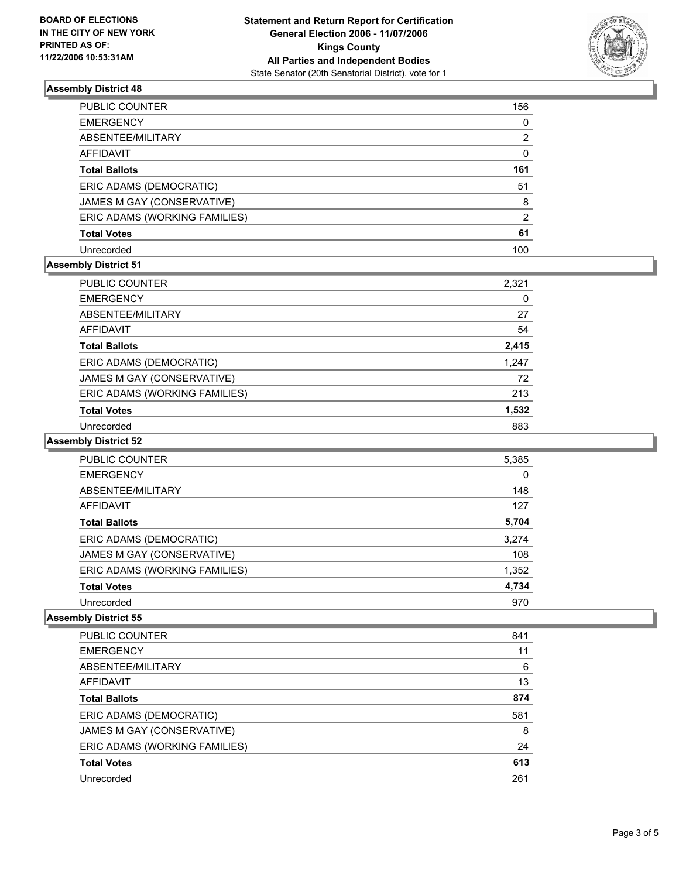**BOARD OF ELECTIONS IN THE CITY OF NEW YORK PRINTED AS OF: 11/22/2006 10:53:31AM**

**Statement and Return Report for Certification General Election 2006 - 11/07/2006 Kings County All Parties and Independent Bodies**

State Senator (20th Senatorial District), vote for 1

### Assembly District 48

| | |
|---|---|
| PUBLIC COUNTER | 156 |
| EMERGENCY | 0 |
| ABSENTEE/MILITARY | 2 |
| AFFIDAVIT | 0 |
| **Total Ballots** | **161** |
| ERIC ADAMS (DEMOCRATIC) | 51 |
| JAMES M GAY (CONSERVATIVE) | 8 |
| ERIC ADAMS (WORKING FAMILIES) | 2 |
| **Total Votes** | **61** |
| Unrecorded | 100 |

### Assembly District 51

| | |
|---|---|
| PUBLIC COUNTER | 2,321 |
| EMERGENCY | 0 |
| ABSENTEE/MILITARY | 27 |
| AFFIDAVIT | 54 |
| **Total Ballots** | **2,415** |
| ERIC ADAMS (DEMOCRATIC) | 1,247 |
| JAMES M GAY (CONSERVATIVE) | 72 |
| ERIC ADAMS (WORKING FAMILIES) | 213 |
| **Total Votes** | **1,532** |
| Unrecorded | 883 |

### Assembly District 52

| | |
|---|---|
| PUBLIC COUNTER | 5,385 |
| EMERGENCY | 0 |
| ABSENTEE/MILITARY | 148 |
| AFFIDAVIT | 127 |
| **Total Ballots** | **5,704** |
| ERIC ADAMS (DEMOCRATIC) | 3,274 |
| JAMES M GAY (CONSERVATIVE) | 108 |
| ERIC ADAMS (WORKING FAMILIES) | 1,352 |
| **Total Votes** | **4,734** |
| Unrecorded | 970 |

### Assembly District 55

| | |
|---|---|
| PUBLIC COUNTER | 841 |
| EMERGENCY | 11 |
| ABSENTEE/MILITARY | 6 |
| AFFIDAVIT | 13 |
| **Total Ballots** | **874** |
| ERIC ADAMS (DEMOCRATIC) | 581 |
| JAMES M GAY (CONSERVATIVE) | 8 |
| ERIC ADAMS (WORKING FAMILIES) | 24 |
| **Total Votes** | **613** |
| Unrecorded | 261 |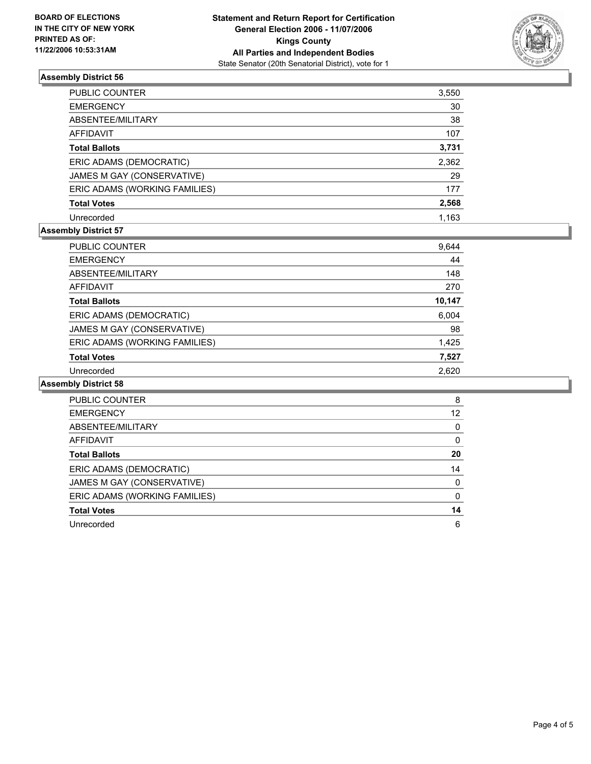**BOARD OF ELECTIONS IN THE CITY OF NEW YORK PRINTED AS OF: 11/22/2006 10:53:31AM**

**Statement and Return Report for Certification General Election 2006 - 11/07/2006 Kings County All Parties and Independent Bodies**
State Senator (20th Senatorial District), vote for 1

### Assembly District 56

| | |
|---|---|
| PUBLIC COUNTER | 3,550 |
| EMERGENCY | 30 |
| ABSENTEE/MILITARY | 38 |
| AFFIDAVIT | 107 |
| **Total Ballots** | **3,731** |
| ERIC ADAMS (DEMOCRATIC) | 2,362 |
| JAMES M GAY (CONSERVATIVE) | 29 |
| ERIC ADAMS (WORKING FAMILIES) | 177 |
| **Total Votes** | **2,568** |
| Unrecorded | 1,163 |

### Assembly District 57

| | |
|---|---|
| PUBLIC COUNTER | 9,644 |
| EMERGENCY | 44 |
| ABSENTEE/MILITARY | 148 |
| AFFIDAVIT | 270 |
| **Total Ballots** | **10,147** |
| ERIC ADAMS (DEMOCRATIC) | 6,004 |
| JAMES M GAY (CONSERVATIVE) | 98 |
| ERIC ADAMS (WORKING FAMILIES) | 1,425 |
| **Total Votes** | **7,527** |
| Unrecorded | 2,620 |

### Assembly District 58

| | |
|---|---|
| PUBLIC COUNTER | 8 |
| EMERGENCY | 12 |
| ABSENTEE/MILITARY | 0 |
| AFFIDAVIT | 0 |
| **Total Ballots** | **20** |
| ERIC ADAMS (DEMOCRATIC) | 14 |
| JAMES M GAY (CONSERVATIVE) | 0 |
| ERIC ADAMS (WORKING FAMILIES) | 0 |
| **Total Votes** | **14** |
| Unrecorded | 6 |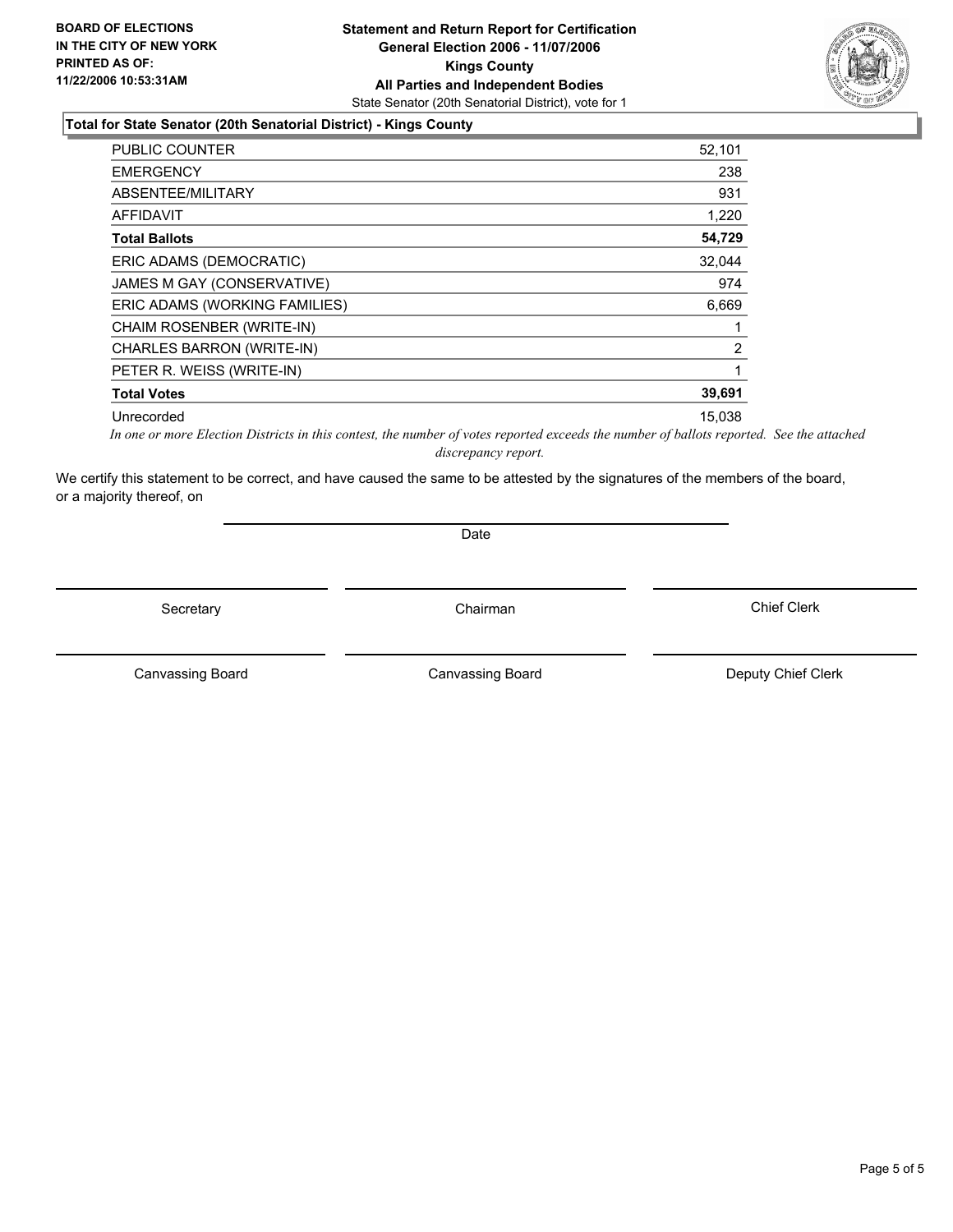**BOARD OF ELECTIONS IN THE CITY OF NEW YORK PRINTED AS OF: 11/22/2006 10:53:31AM**

**Statement and Return Report for Certification**
**General Election 2006 - 11/07/2006**
**Kings County**
**All Parties and Independent Bodies**
State Senator (20th Senatorial District), vote for 1

### Total for State Senator (20th Senatorial District) - Kings County

| | |
|---|---|
| PUBLIC COUNTER | 52,101 |
| EMERGENCY | 238 |
| ABSENTEE/MILITARY | 931 |
| AFFIDAVIT | 1,220 |
| **Total Ballots** | **54,729** |
| ERIC ADAMS (DEMOCRATIC) | 32,044 |
| JAMES M GAY (CONSERVATIVE) | 974 |
| ERIC ADAMS (WORKING FAMILIES) | 6,669 |
| CHAIM ROSENBER (WRITE-IN) | 1 |
| CHARLES BARRON (WRITE-IN) | 2 |
| PETER R. WEISS (WRITE-IN) | 1 |
| **Total Votes** | **39,691** |
| Unrecorded | 15,038 |

*In one or more Election Districts in this contest, the number of votes reported exceeds the number of ballots reported. See the attached discrepancy report.*

We certify this statement to be correct, and have caused the same to be attested by the signatures of the members of the board, or a majority thereof, on

Date

Secretary | Chairman | Chief Clerk

Canvassing Board | Canvassing Board | Deputy Chief Clerk